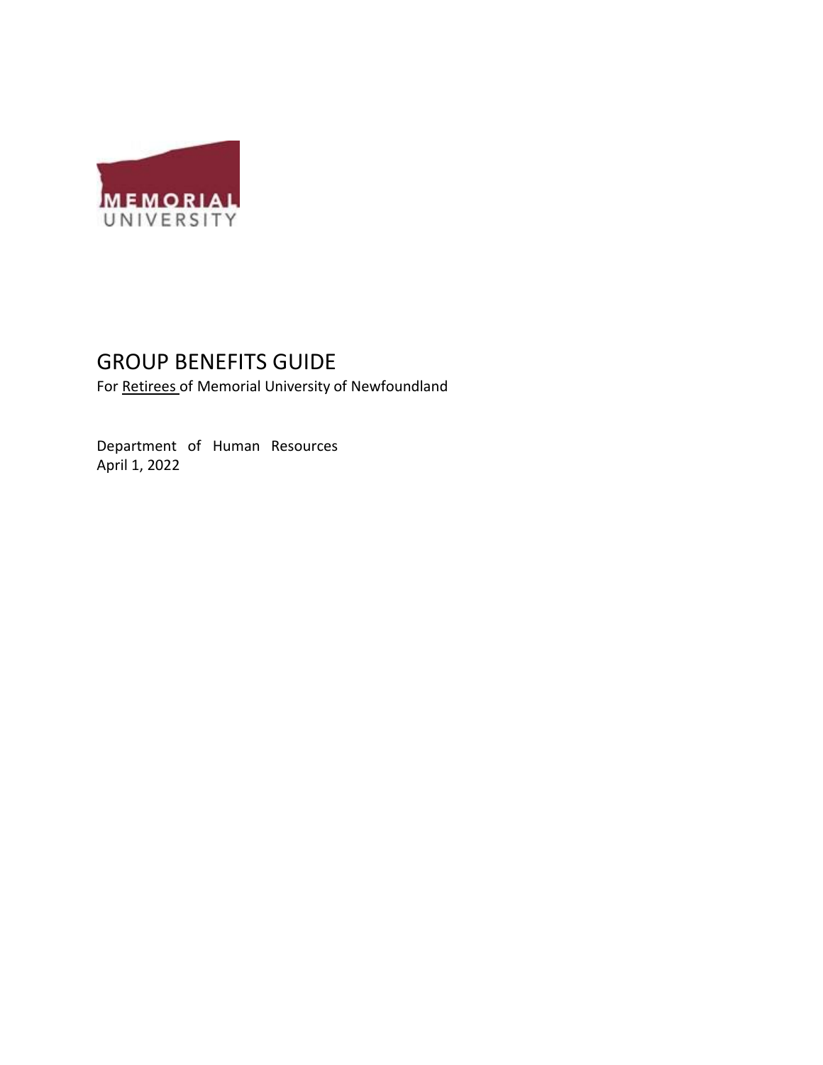MEMORIAL UNIVERSITY

# GROUP BENEFITS GUIDE

For Retirees of Memorial University of Newfoundland

Department of Human Resources
April 1, 2022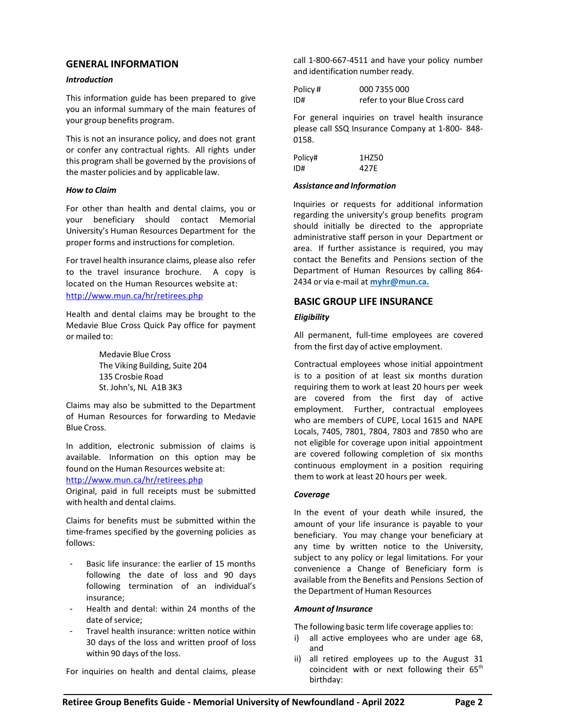## GENERAL INFORMATION

### *Introduction*

This information guide has been prepared to give you an informal summary of the main features of your group benefits program.

This is not an insurance policy, and does not grant or confer any contractual rights. All rights under this program shall be governed by the provisions of the master policies and by applicable law.

### *How to Claim*

For other than health and dental claims, you or your beneficiary should contact Memorial University's Human Resources Department for the proper forms and instructions for completion.

For travel health insurance claims, please also refer to the travel insurance brochure. A copy is located on the Human Resources website at: http://www.mun.ca/hr/retirees.php

Health and dental claims may be brought to the Medavie Blue Cross Quick Pay office for payment or mailed to:

Medavie Blue Cross
The Viking Building, Suite 204
135 Crosbie Road
St. John's, NL A1B 3K3

Claims may also be submitted to the Department of Human Resources for forwarding to Medavie Blue Cross.

In addition, electronic submission of claims is available. Information on this option may be found on the Human Resources website at: http://www.mun.ca/hr/retirees.php
Original, paid in full receipts must be submitted with health and dental claims.

Claims for benefits must be submitted within the time-frames specified by the governing policies as follows:

- Basic life insurance: the earlier of 15 months following the date of loss and 90 days following termination of an individual's insurance;
- Health and dental: within 24 months of the date of service;
- Travel health insurance: written notice within 30 days of the loss and written proof of loss within 90 days of the loss.

For inquiries on health and dental claims, please call 1-800-667-4511 and have your policy number and identification number ready.

| | |
|---|---|
| Policy # | 000 7355 000 |
| ID# | refer to your Blue Cross card |

For general inquiries on travel health insurance please call SSQ Insurance Company at 1-800- 848-0158.

| | |
|---|---|
| Policy# | 1HZ50 |
| ID# | 427E |

### *Assistance and Information*

Inquiries or requests for additional information regarding the university's group benefits program should initially be directed to the appropriate administrative staff person in your Department or area. If further assistance is required, you may contact the Benefits and Pensions section of the Department of Human Resources by calling 864-2434 or via e-mail at **myhr@mun.ca.**

## BASIC GROUP LIFE INSURANCE

### *Eligibility*

All permanent, full-time employees are covered from the first day of active employment.

Contractual employees whose initial appointment is to a position of at least six months duration requiring them to work at least 20 hours per week are covered from the first day of active employment. Further, contractual employees who are members of CUPE, Local 1615 and NAPE Locals, 7405, 7801, 7804, 7803 and 7850 who are not eligible for coverage upon initial appointment are covered following completion of six months continuous employment in a position requiring them to work at least 20 hours per week.

### *Coverage*

In the event of your death while insured, the amount of your life insurance is payable to your beneficiary. You may change your beneficiary at any time by written notice to the University, subject to any policy or legal limitations. For your convenience a Change of Beneficiary form is available from the Benefits and Pensions Section of the Department of Human Resources

### *Amount of Insurance*

The following basic term life coverage applies to:

i) all active employees who are under age 68, and
ii) all retired employees up to the August 31 coincident with or next following their 65th birthday: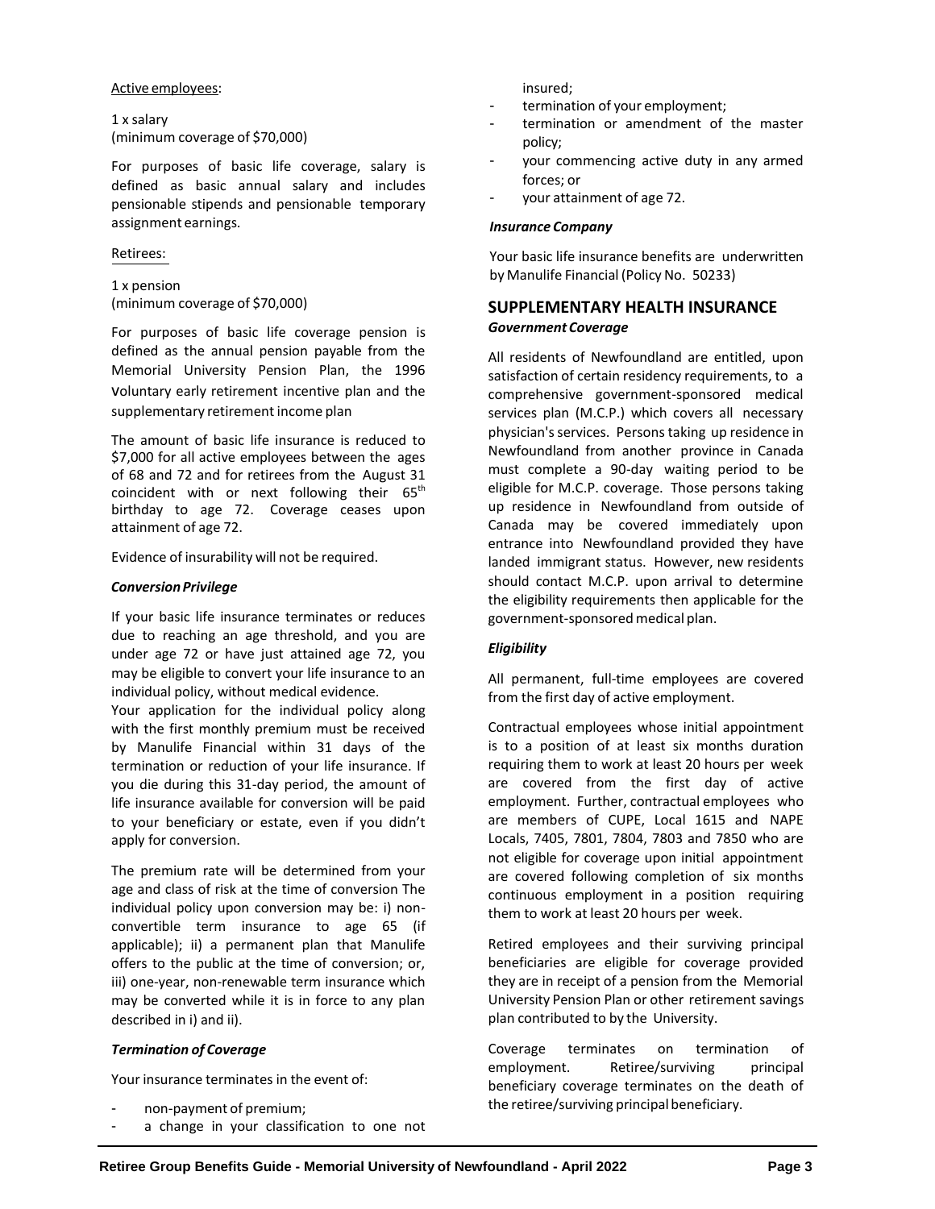Active employees:

1 x salary
(minimum coverage of $70,000)

For purposes of basic life coverage, salary is defined as basic annual salary and includes pensionable stipends and pensionable temporary assignment earnings.

Retirees:

1 x pension
(minimum coverage of $70,000)

For purposes of basic life coverage pension is defined as the annual pension payable from the Memorial University Pension Plan, the 1996 voluntary early retirement incentive plan and the supplementary retirement income plan

The amount of basic life insurance is reduced to $7,000 for all active employees between the ages of 68 and 72 and for retirees from the August 31 coincident with or next following their 65th birthday to age 72. Coverage ceases upon attainment of age 72.

Evidence of insurability will not be required.

### *Conversion Privilege*

If your basic life insurance terminates or reduces due to reaching an age threshold, and you are under age 72 or have just attained age 72, you may be eligible to convert your life insurance to an individual policy, without medical evidence.
Your application for the individual policy along with the first monthly premium must be received by Manulife Financial within 31 days of the termination or reduction of your life insurance. If you die during this 31-day period, the amount of life insurance available for conversion will be paid to your beneficiary or estate, even if you didn't apply for conversion.

The premium rate will be determined from your age and class of risk at the time of conversion The individual policy upon conversion may be: i) non-convertible term insurance to age 65 (if applicable); ii) a permanent plan that Manulife offers to the public at the time of conversion; or, iii) one-year, non-renewable term insurance which may be converted while it is in force to any plan described in i) and ii).

### *Termination of Coverage*

Your insurance terminates in the event of:

- non-payment of premium;
- a change in your classification to one not insured;
- termination of your employment;
- termination or amendment of the master policy;
- your commencing active duty in any armed forces; or
- your attainment of age 72.

### *Insurance Company*

Your basic life insurance benefits are underwritten by Manulife Financial (Policy No. 50233)

## SUPPLEMENTARY HEALTH INSURANCE

### *Government Coverage*

All residents of Newfoundland are entitled, upon satisfaction of certain residency requirements, to a comprehensive government-sponsored medical services plan (M.C.P.) which covers all necessary physician's services. Persons taking up residence in Newfoundland from another province in Canada must complete a 90-day waiting period to be eligible for M.C.P. coverage. Those persons taking up residence in Newfoundland from outside of Canada may be covered immediately upon entrance into Newfoundland provided they have landed immigrant status. However, new residents should contact M.C.P. upon arrival to determine the eligibility requirements then applicable for the government-sponsored medical plan.

### *Eligibility*

All permanent, full-time employees are covered from the first day of active employment.

Contractual employees whose initial appointment is to a position of at least six months duration requiring them to work at least 20 hours per week are covered from the first day of active employment. Further, contractual employees who are members of CUPE, Local 1615 and NAPE Locals, 7405, 7801, 7804, 7803 and 7850 who are not eligible for coverage upon initial appointment are covered following completion of six months continuous employment in a position requiring them to work at least 20 hours per week.

Retired employees and their surviving principal beneficiaries are eligible for coverage provided they are in receipt of a pension from the Memorial University Pension Plan or other retirement savings plan contributed to by the University.

Coverage terminates on termination of employment. Retiree/surviving principal beneficiary coverage terminates on the death of the retiree/surviving principal beneficiary.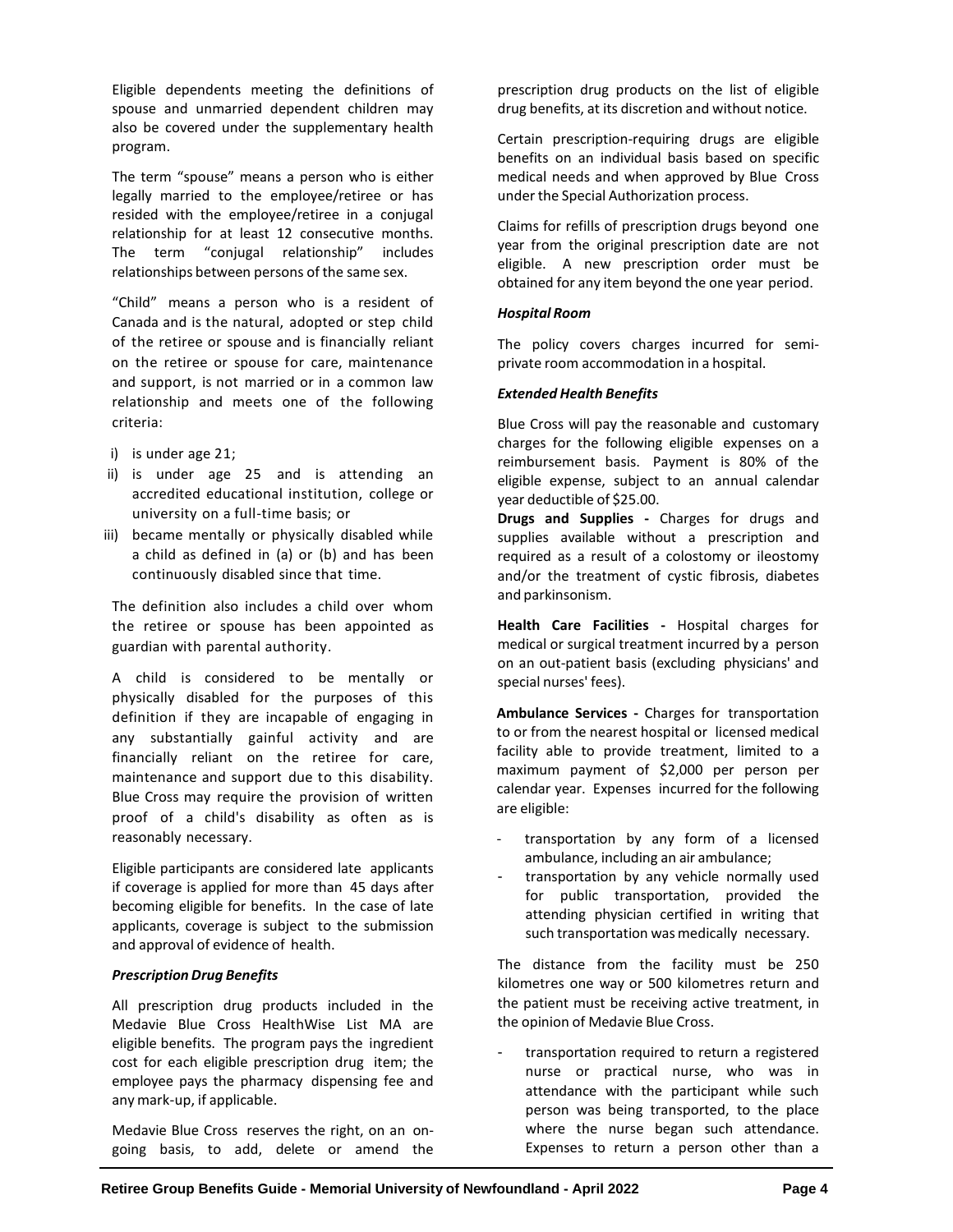Eligible dependents meeting the definitions of spouse and unmarried dependent children may also be covered under the supplementary health program.

The term "spouse" means a person who is either legally married to the employee/retiree or has resided with the employee/retiree in a conjugal relationship for at least 12 consecutive months. The term "conjugal relationship" includes relationships between persons of the same sex.

"Child" means a person who is a resident of Canada and is the natural, adopted or step child of the retiree or spouse and is financially reliant on the retiree or spouse for care, maintenance and support, is not married or in a common law relationship and meets one of the following criteria:

i) is under age 21;
ii) is under age 25 and is attending an accredited educational institution, college or university on a full-time basis; or
iii) became mentally or physically disabled while a child as defined in (a) or (b) and has been continuously disabled since that time.

The definition also includes a child over whom the retiree or spouse has been appointed as guardian with parental authority.

A child is considered to be mentally or physically disabled for the purposes of this definition if they are incapable of engaging in any substantially gainful activity and are financially reliant on the retiree for care, maintenance and support due to this disability. Blue Cross may require the provision of written proof of a child's disability as often as is reasonably necessary.

Eligible participants are considered late applicants if coverage is applied for more than 45 days after becoming eligible for benefits. In the case of late applicants, coverage is subject to the submission and approval of evidence of health.

### *Prescription Drug Benefits*

All prescription drug products included in the Medavie Blue Cross HealthWise List MA are eligible benefits. The program pays the ingredient cost for each eligible prescription drug item; the employee pays the pharmacy dispensing fee and any mark-up, if applicable.

Medavie Blue Cross reserves the right, on an on-going basis, to add, delete or amend the prescription drug products on the list of eligible drug benefits, at its discretion and without notice.

Certain prescription-requiring drugs are eligible benefits on an individual basis based on specific medical needs and when approved by Blue Cross under the Special Authorization process.

Claims for refills of prescription drugs beyond one year from the original prescription date are not eligible. A new prescription order must be obtained for any item beyond the one year period.

### *Hospital Room*

The policy covers charges incurred for semi-private room accommodation in a hospital.

### *Extended Health Benefits*

Blue Cross will pay the reasonable and customary charges for the following eligible expenses on a reimbursement basis. Payment is 80% of the eligible expense, subject to an annual calendar year deductible of $25.00.

**Drugs and Supplies -** Charges for drugs and supplies available without a prescription and required as a result of a colostomy or ileostomy and/or the treatment of cystic fibrosis, diabetes and parkinsonism.

**Health Care Facilities -** Hospital charges for medical or surgical treatment incurred by a person on an out-patient basis (excluding physicians' and special nurses' fees).

**Ambulance Services -** Charges for transportation to or from the nearest hospital or licensed medical facility able to provide treatment, limited to a maximum payment of $2,000 per person per calendar year. Expenses incurred for the following are eligible:

- transportation by any form of a licensed ambulance, including an air ambulance;
- transportation by any vehicle normally used for public transportation, provided the attending physician certified in writing that such transportation was medically necessary.

The distance from the facility must be 250 kilometres one way or 500 kilometres return and the patient must be receiving active treatment, in the opinion of Medavie Blue Cross.

- transportation required to return a registered nurse or practical nurse, who was in attendance with the participant while such person was being transported, to the place where the nurse began such attendance. Expenses to return a person other than a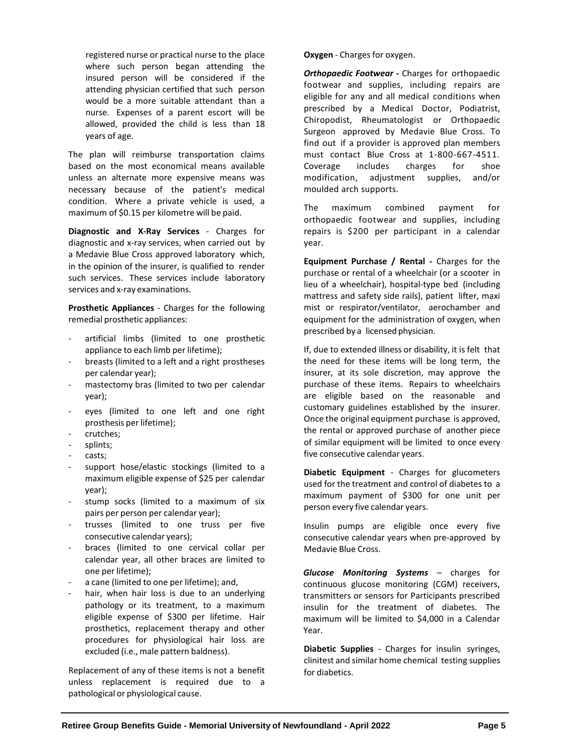registered nurse or practical nurse to the place where such person began attending the insured person will be considered if the attending physician certified that such person would be a more suitable attendant than a nurse. Expenses of a parent escort will be allowed, provided the child is less than 18 years of age.

The plan will reimburse transportation claims based on the most economical means available unless an alternate more expensive means was necessary because of the patient's medical condition. Where a private vehicle is used, a maximum of $0.15 per kilometre will be paid.

**Diagnostic and X-Ray Services** - Charges for diagnostic and x-ray services, when carried out by a Medavie Blue Cross approved laboratory which, in the opinion of the insurer, is qualified to render such services. These services include laboratory services and x-ray examinations.

**Prosthetic Appliances** - Charges for the following remedial prosthetic appliances:

- artificial limbs (limited to one prosthetic appliance to each limb per lifetime);
- breasts (limited to a left and a right prostheses per calendar year);
- mastectomy bras (limited to two per calendar year);
- eyes (limited to one left and one right prosthesis per lifetime);
- crutches;
- splints;
- casts;
- support hose/elastic stockings (limited to a maximum eligible expense of $25 per calendar year);
- stump socks (limited to a maximum of six pairs per person per calendar year);
- trusses (limited to one truss per five consecutive calendar years);
- braces (limited to one cervical collar per calendar year, all other braces are limited to one per lifetime);
- a cane (limited to one per lifetime); and,
- hair, when hair loss is due to an underlying pathology or its treatment, to a maximum eligible expense of $300 per lifetime. Hair prosthetics, replacement therapy and other procedures for physiological hair loss are excluded (i.e., male pattern baldness).

Replacement of any of these items is not a benefit unless replacement is required due to a pathological or physiological cause.

**Oxygen** - Charges for oxygen.

***Orthopaedic Footwear*** **-** Charges for orthopaedic footwear and supplies, including repairs are eligible for any and all medical conditions when prescribed by a Medical Doctor, Podiatrist, Chiropodist, Rheumatologist or Orthopaedic Surgeon approved by Medavie Blue Cross. To find out if a provider is approved plan members must contact Blue Cross at 1-800-667-4511. Coverage includes charges for shoe modification, adjustment supplies, and/or moulded arch supports.

The maximum combined payment for orthopaedic footwear and supplies, including repairs is $200 per participant in a calendar year.

**Equipment Purchase / Rental -** Charges for the purchase or rental of a wheelchair (or a scooter in lieu of a wheelchair), hospital-type bed (including mattress and safety side rails), patient lifter, maxi mist or respirator/ventilator, aerochamber and equipment for the administration of oxygen, when prescribed by a licensed physician.

If, due to extended illness or disability, it is felt that the need for these items will be long term, the insurer, at its sole discretion, may approve the purchase of these items. Repairs to wheelchairs are eligible based on the reasonable and customary guidelines established by the insurer. Once the original equipment purchase is approved, the rental or approved purchase of another piece of similar equipment will be limited to once every five consecutive calendar years.

**Diabetic Equipment** - Charges for glucometers used for the treatment and control of diabetes to a maximum payment of $300 for one unit per person every five calendar years.

Insulin pumps are eligible once every five consecutive calendar years when pre-approved by Medavie Blue Cross.

***Glucose Monitoring Systems*** – charges for continuous glucose monitoring (CGM) receivers, transmitters or sensors for Participants prescribed insulin for the treatment of diabetes. The maximum will be limited to $4,000 in a Calendar Year.

**Diabetic Supplies** - Charges for insulin syringes, clinitest and similar home chemical testing supplies for diabetics.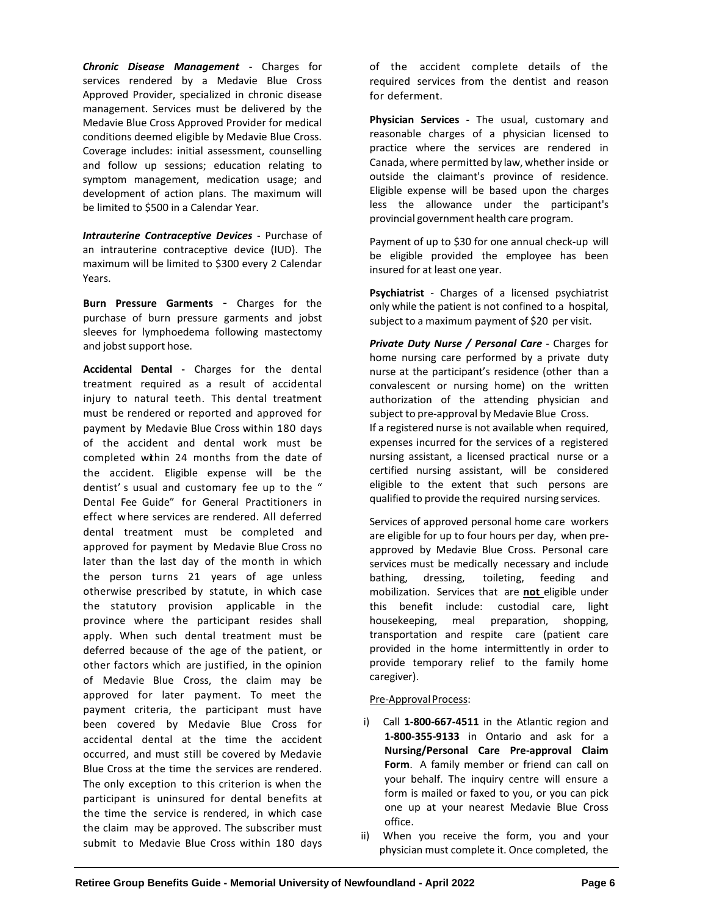***Chronic Disease Management*** - Charges for services rendered by a Medavie Blue Cross Approved Provider, specialized in chronic disease management. Services must be delivered by the Medavie Blue Cross Approved Provider for medical conditions deemed eligible by Medavie Blue Cross. Coverage includes: initial assessment, counselling and follow up sessions; education relating to symptom management, medication usage; and development of action plans. The maximum will be limited to $500 in a Calendar Year.

***Intrauterine Contraceptive Devices*** - Purchase of an intrauterine contraceptive device (IUD). The maximum will be limited to $300 every 2 Calendar Years.

**Burn Pressure Garments** - Charges for the purchase of burn pressure garments and jobst sleeves for lymphoedema following mastectomy and jobst support hose.

**Accidental Dental -** Charges for the dental treatment required as a result of accidental injury to natural teeth. This dental treatment must be rendered or reported and approved for payment by Medavie Blue Cross within 180 days of the accident and dental work must be completed within 24 months from the date of the accident. Eligible expense will be the dentist' s usual and customary fee up to the " Dental Fee Guide" for General Practitioners in effect where services are rendered. All deferred dental treatment must be completed and approved for payment by Medavie Blue Cross no later than the last day of the month in which the person turns 21 years of age unless otherwise prescribed by statute, in which case the statutory provision applicable in the province where the participant resides shall apply. When such dental treatment must be deferred because of the age of the patient, or other factors which are justified, in the opinion of Medavie Blue Cross, the claim may be approved for later payment. To meet the payment criteria, the participant must have been covered by Medavie Blue Cross for accidental dental at the time the accident occurred, and must still be covered by Medavie Blue Cross at the time the services are rendered. The only exception to this criterion is when the participant is uninsured for dental benefits at the time the service is rendered, in which case the claim may be approved. The subscriber must submit to Medavie Blue Cross within 180 days of the accident complete details of the required services from the dentist and reason for deferment.

**Physician Services** - The usual, customary and reasonable charges of a physician licensed to practice where the services are rendered in Canada, where permitted by law, whether inside or outside the claimant's province of residence. Eligible expense will be based upon the charges less the allowance under the participant's provincial government health care program.

Payment of up to $30 for one annual check-up will be eligible provided the employee has been insured for at least one year.

**Psychiatrist** - Charges of a licensed psychiatrist only while the patient is not confined to a hospital, subject to a maximum payment of $20 per visit.

***Private Duty Nurse / Personal Care*** - Charges for home nursing care performed by a private duty nurse at the participant's residence (other than a convalescent or nursing home) on the written authorization of the attending physician and subject to pre-approval by Medavie Blue Cross.
If a registered nurse is not available when required, expenses incurred for the services of a registered nursing assistant, a licensed practical nurse or a certified nursing assistant, will be considered eligible to the extent that such persons are qualified to provide the required nursing services.

Services of approved personal home care workers are eligible for up to four hours per day, when pre-approved by Medavie Blue Cross. Personal care services must be medically necessary and include bathing, dressing, toileting, feeding and mobilization. Services that are **not** eligible under this benefit include: custodial care, light housekeeping, meal preparation, shopping, transportation and respite care (patient care provided in the home intermittently in order to provide temporary relief to the family home caregiver).

Pre-Approval Process:

i) Call **1-800-667-4511** in the Atlantic region and **1-800-355-9133** in Ontario and ask for a **Nursing/Personal Care Pre-approval Claim Form**. A family member or friend can call on your behalf. The inquiry centre will ensure a form is mailed or faxed to you, or you can pick one up at your nearest Medavie Blue Cross office.
ii) When you receive the form, you and your physician must complete it. Once completed, the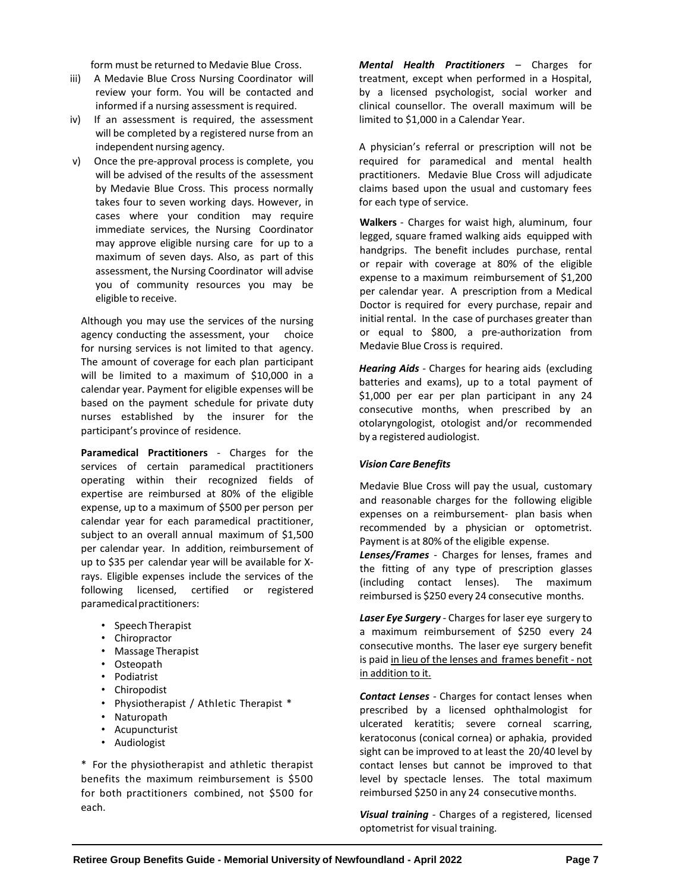form must be returned to Medavie Blue Cross.

iii) A Medavie Blue Cross Nursing Coordinator will review your form. You will be contacted and informed if a nursing assessment is required.

iv) If an assessment is required, the assessment will be completed by a registered nurse from an independent nursing agency.

v) Once the pre-approval process is complete, you will be advised of the results of the assessment by Medavie Blue Cross. This process normally takes four to seven working days. However, in cases where your condition may require immediate services, the Nursing Coordinator may approve eligible nursing care for up to a maximum of seven days. Also, as part of this assessment, the Nursing Coordinator will advise you of community resources you may be eligible to receive.

Although you may use the services of the nursing agency conducting the assessment, your choice for nursing services is not limited to that agency. The amount of coverage for each plan participant will be limited to a maximum of $10,000 in a calendar year. Payment for eligible expenses will be based on the payment schedule for private duty nurses established by the insurer for the participant's province of residence.

**Paramedical Practitioners** - Charges for the services of certain paramedical practitioners operating within their recognized fields of expertise are reimbursed at 80% of the eligible expense, up to a maximum of $500 per person per calendar year for each paramedical practitioner, subject to an overall annual maximum of $1,500 per calendar year. In addition, reimbursement of up to $35 per calendar year will be available for X-rays. Eligible expenses include the services of the following licensed, certified or registered paramedical practitioners:

- Speech Therapist
- Chiropractor
- Massage Therapist
- Osteopath
- Podiatrist
- Chiropodist
- Physiotherapist / Athletic Therapist *
- Naturopath
- Acupuncturist
- Audiologist

* For the physiotherapist and athletic therapist benefits the maximum reimbursement is $500 for both practitioners combined, not $500 for each.

***Mental Health Practitioners*** – Charges for treatment, except when performed in a Hospital, by a licensed psychologist, social worker and clinical counsellor. The overall maximum will be limited to $1,000 in a Calendar Year.

A physician's referral or prescription will not be required for paramedical and mental health practitioners. Medavie Blue Cross will adjudicate claims based upon the usual and customary fees for each type of service.

**Walkers** - Charges for waist high, aluminum, four legged, square framed walking aids equipped with handgrips. The benefit includes purchase, rental or repair with coverage at 80% of the eligible expense to a maximum reimbursement of $1,200 per calendar year. A prescription from a Medical Doctor is required for every purchase, repair and initial rental. In the case of purchases greater than or equal to $800, a pre-authorization from Medavie Blue Cross is required.

***Hearing Aids*** - Charges for hearing aids (excluding batteries and exams), up to a total payment of $1,000 per ear per plan participant in any 24 consecutive months, when prescribed by an otolaryngologist, otologist and/or recommended by a registered audiologist.

***Vision Care Benefits***

Medavie Blue Cross will pay the usual, customary and reasonable charges for the following eligible expenses on a reimbursement- plan basis when recommended by a physician or optometrist. Payment is at 80% of the eligible expense.

***Lenses/Frames*** - Charges for lenses, frames and the fitting of any type of prescription glasses (including contact lenses). The maximum reimbursed is $250 every 24 consecutive months.

***Laser Eye Surgery*** - Charges for laser eye surgery to a maximum reimbursement of $250 every 24 consecutive months. The laser eye surgery benefit is paid <u>in lieu of the lenses and frames benefit - not in addition to it.</u>

***Contact Lenses*** - Charges for contact lenses when prescribed by a licensed ophthalmologist for ulcerated keratitis; severe corneal scarring, keratoconus (conical cornea) or aphakia, provided sight can be improved to at least the 20/40 level by contact lenses but cannot be improved to that level by spectacle lenses. The total maximum reimbursed $250 in any 24 consecutive months.

***Visual training*** - Charges of a registered, licensed optometrist for visual training.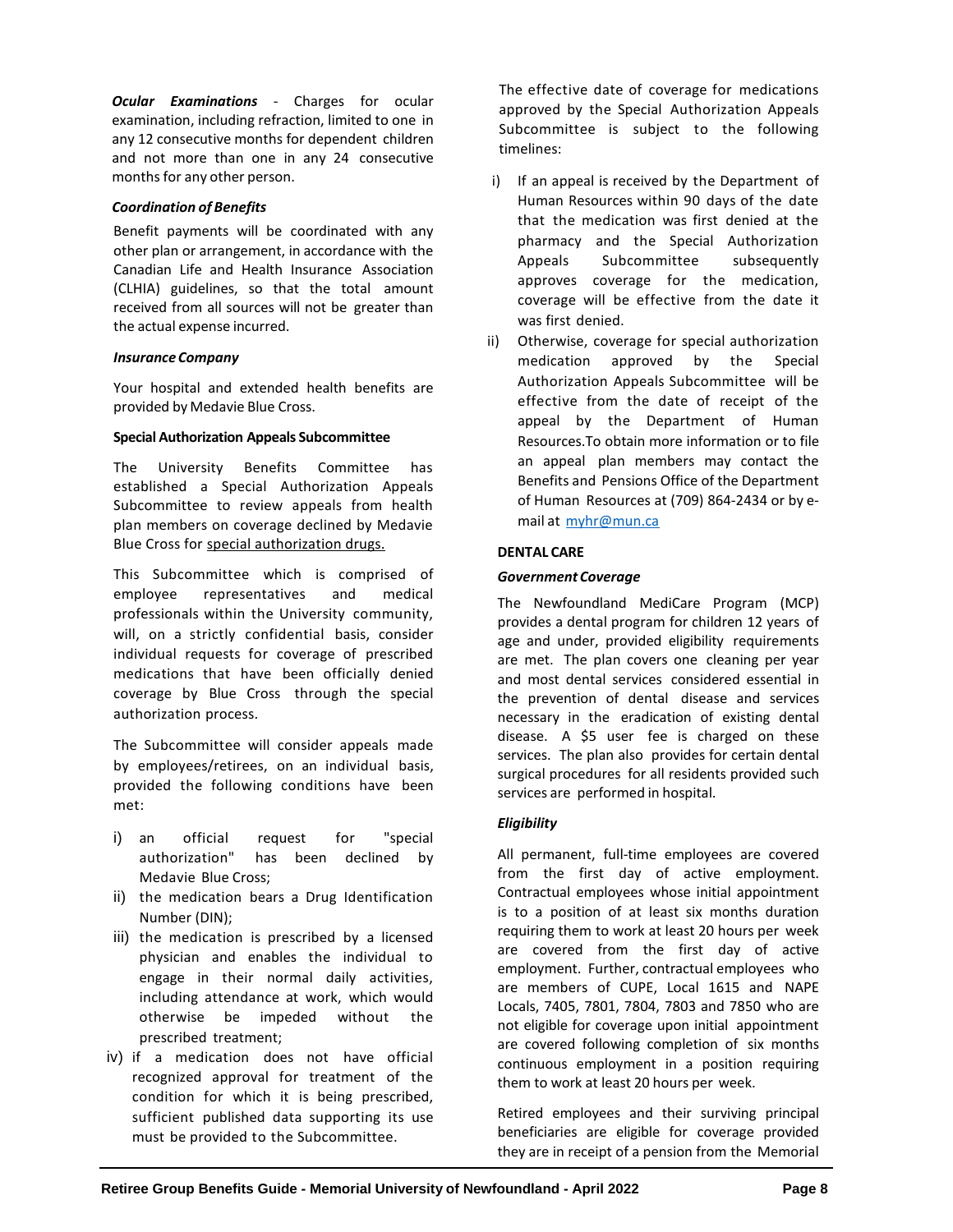***Ocular Examinations*** - Charges for ocular examination, including refraction, limited to one in any 12 consecutive months for dependent children and not more than one in any 24 consecutive months for any other person.

***Coordination of Benefits***

Benefit payments will be coordinated with any other plan or arrangement, in accordance with the Canadian Life and Health Insurance Association (CLHIA) guidelines, so that the total amount received from all sources will not be greater than the actual expense incurred.

***Insurance Company***

Your hospital and extended health benefits are provided by Medavie Blue Cross.

**Special Authorization Appeals Subcommittee**

The University Benefits Committee has established a Special Authorization Appeals Subcommittee to review appeals from health plan members on coverage declined by Medavie Blue Cross for special authorization drugs.

This Subcommittee which is comprised of employee representatives and medical professionals within the University community, will, on a strictly confidential basis, consider individual requests for coverage of prescribed medications that have been officially denied coverage by Blue Cross through the special authorization process.

The Subcommittee will consider appeals made by employees/retirees, on an individual basis, provided the following conditions have been met:

i) an official request for "special authorization" has been declined by Medavie Blue Cross;
ii) the medication bears a Drug Identification Number (DIN);
iii) the medication is prescribed by a licensed physician and enables the individual to engage in their normal daily activities, including attendance at work, which would otherwise be impeded without the prescribed treatment;
iv) if a medication does not have official recognized approval for treatment of the condition for which it is being prescribed, sufficient published data supporting its use must be provided to the Subcommittee.

The effective date of coverage for medications approved by the Special Authorization Appeals Subcommittee is subject to the following timelines:

i) If an appeal is received by the Department of Human Resources within 90 days of the date that the medication was first denied at the pharmacy and the Special Authorization Appeals Subcommittee subsequently approves coverage for the medication, coverage will be effective from the date it was first denied.
ii) Otherwise, coverage for special authorization medication approved by the Special Authorization Appeals Subcommittee will be effective from the date of receipt of the appeal by the Department of Human Resources.To obtain more information or to file an appeal plan members may contact the Benefits and Pensions Office of the Department of Human Resources at (709) 864-2434 or by e-mail at myhr@mun.ca

**DENTAL CARE**

***Government Coverage***

The Newfoundland MediCare Program (MCP) provides a dental program for children 12 years of age and under, provided eligibility requirements are met. The plan covers one cleaning per year and most dental services considered essential in the prevention of dental disease and services necessary in the eradication of existing dental disease. A $5 user fee is charged on these services. The plan also provides for certain dental surgical procedures for all residents provided such services are performed in hospital.

***Eligibility***

All permanent, full-time employees are covered from the first day of active employment. Contractual employees whose initial appointment is to a position of at least six months duration requiring them to work at least 20 hours per week are covered from the first day of active employment. Further, contractual employees who are members of CUPE, Local 1615 and NAPE Locals, 7405, 7801, 7804, 7803 and 7850 who are not eligible for coverage upon initial appointment are covered following completion of six months continuous employment in a position requiring them to work at least 20 hours per week.

Retired employees and their surviving principal beneficiaries are eligible for coverage provided they are in receipt of a pension from the Memorial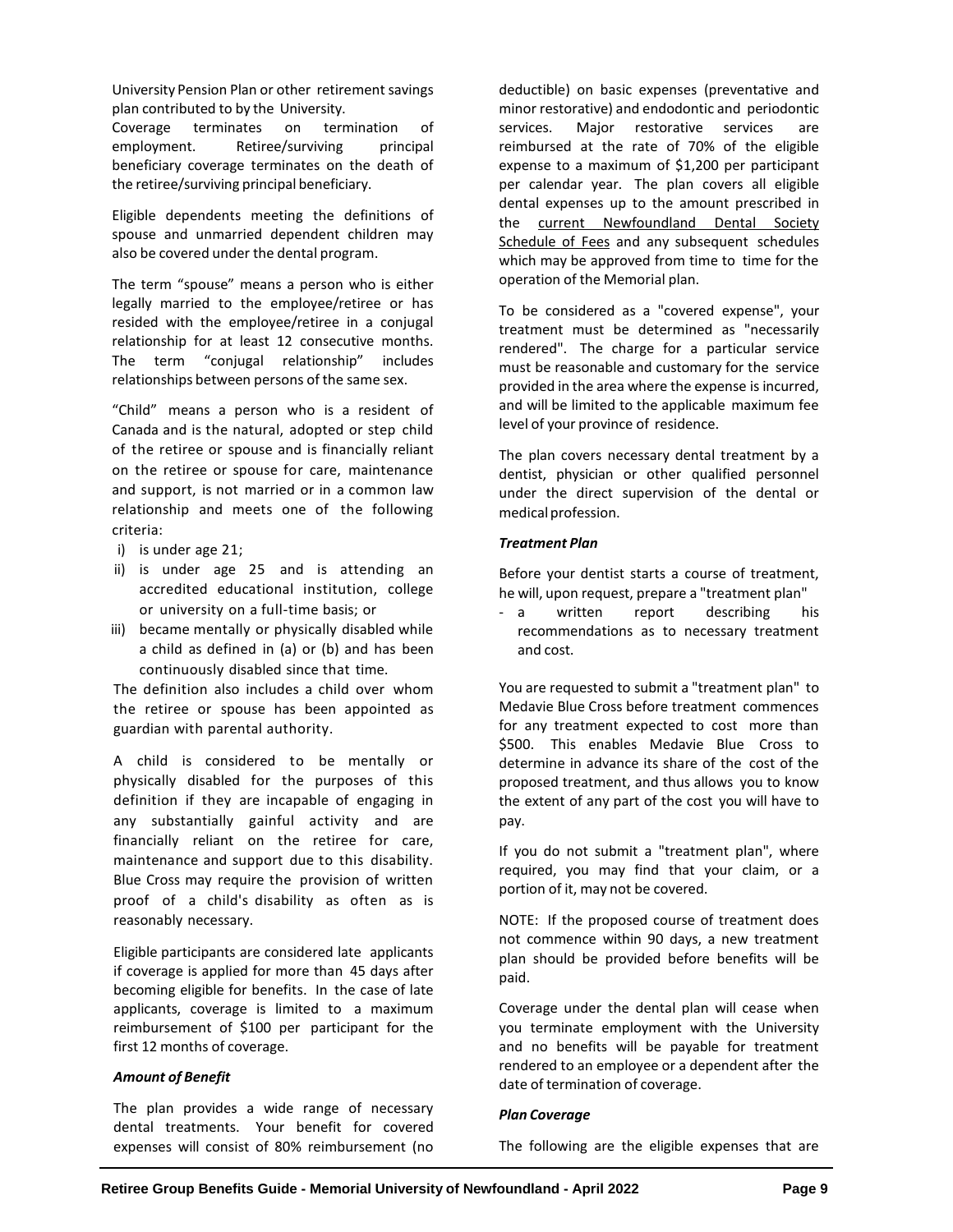University Pension Plan or other retirement savings plan contributed to by the University.
Coverage terminates on termination of employment. Retiree/surviving principal beneficiary coverage terminates on the death of the retiree/surviving principal beneficiary.

Eligible dependents meeting the definitions of spouse and unmarried dependent children may also be covered under the dental program.

The term "spouse" means a person who is either legally married to the employee/retiree or has resided with the employee/retiree in a conjugal relationship for at least 12 consecutive months. The term "conjugal relationship" includes relationships between persons of the same sex.

"Child" means a person who is a resident of Canada and is the natural, adopted or step child of the retiree or spouse and is financially reliant on the retiree or spouse for care, maintenance and support, is not married or in a common law relationship and meets one of the following criteria:

i) is under age 21;
ii) is under age 25 and is attending an accredited educational institution, college or university on a full-time basis; or
iii) became mentally or physically disabled while a child as defined in (a) or (b) and has been continuously disabled since that time.

The definition also includes a child over whom the retiree or spouse has been appointed as guardian with parental authority.

A child is considered to be mentally or physically disabled for the purposes of this definition if they are incapable of engaging in any substantially gainful activity and are financially reliant on the retiree for care, maintenance and support due to this disability. Blue Cross may require the provision of written proof of a child's disability as often as is reasonably necessary.

Eligible participants are considered late applicants if coverage is applied for more than 45 days after becoming eligible for benefits. In the case of late applicants, coverage is limited to a maximum reimbursement of $100 per participant for the first 12 months of coverage.

***Amount of Benefit***

The plan provides a wide range of necessary dental treatments. Your benefit for covered expenses will consist of 80% reimbursement (no deductible) on basic expenses (preventative and minor restorative) and endodontic and periodontic services. Major restorative services are reimbursed at the rate of 70% of the eligible expense to a maximum of $1,200 per participant per calendar year. The plan covers all eligible dental expenses up to the amount prescribed in the current Newfoundland Dental Society Schedule of Fees and any subsequent schedules which may be approved from time to time for the operation of the Memorial plan.

To be considered as a "covered expense", your treatment must be determined as "necessarily rendered". The charge for a particular service must be reasonable and customary for the service provided in the area where the expense is incurred, and will be limited to the applicable maximum fee level of your province of residence.

The plan covers necessary dental treatment by a dentist, physician or other qualified personnel under the direct supervision of the dental or medical profession.

***Treatment Plan***

Before your dentist starts a course of treatment, he will, upon request, prepare a "treatment plan"

- a written report describing his recommendations as to necessary treatment and cost.

You are requested to submit a "treatment plan" to Medavie Blue Cross before treatment commences for any treatment expected to cost more than $500. This enables Medavie Blue Cross to determine in advance its share of the cost of the proposed treatment, and thus allows you to know the extent of any part of the cost you will have to pay.

If you do not submit a "treatment plan", where required, you may find that your claim, or a portion of it, may not be covered.

NOTE: If the proposed course of treatment does not commence within 90 days, a new treatment plan should be provided before benefits will be paid.

Coverage under the dental plan will cease when you terminate employment with the University and no benefits will be payable for treatment rendered to an employee or a dependent after the date of termination of coverage.

***Plan Coverage***

The following are the eligible expenses that are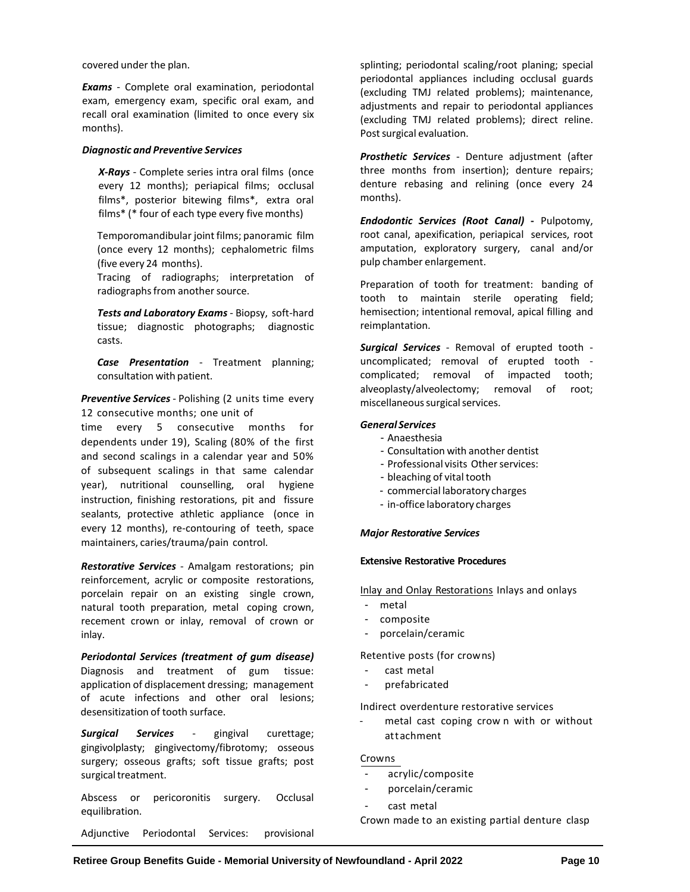covered under the plan.

***Exams*** - Complete oral examination, periodontal exam, emergency exam, specific oral exam, and recall oral examination (limited to once every six months).

***Diagnostic and Preventive Services***

***X-Rays*** - Complete series intra oral films (once every 12 months); periapical films; occlusal films*, posterior bitewing films*, extra oral films* (* four of each type every five months)

Temporomandibular joint films; panoramic film (once every 12 months); cephalometric films (five every 24 months).

Tracing of radiographs; interpretation of radiographs from another source.

***Tests and Laboratory Exams*** - Biopsy, soft-hard tissue; diagnostic photographs; diagnostic casts.

***Case Presentation*** - Treatment planning; consultation with patient.

***Preventive Services*** - Polishing (2 units time every 12 consecutive months; one unit of time every 5 consecutive months for dependents under 19), Scaling (80% of the first and second scalings in a calendar year and 50% of subsequent scalings in that same calendar year), nutritional counselling, oral hygiene instruction, finishing restorations, pit and fissure sealants, protective athletic appliance (once in every 12 months), re-contouring of teeth, space maintainers, caries/trauma/pain control.

***Restorative Services*** - Amalgam restorations; pin reinforcement, acrylic or composite restorations, porcelain repair on an existing single crown, natural tooth preparation, metal coping crown, recement crown or inlay, removal of crown or inlay.

***Periodontal Services (treatment of gum disease)*** Diagnosis and treatment of gum tissue: application of displacement dressing; management of acute infections and other oral lesions; desensitization of tooth surface.

***Surgical Services*** - gingival curettage; gingivolplasty; gingivectomy/fibrotomy; osseous surgery; osseous grafts; soft tissue grafts; post surgical treatment.

Abscess or pericoronitis surgery. Occlusal equilibration.

Adjunctive Periodontal Services: provisional splinting; periodontal scaling/root planing; special periodontal appliances including occlusal guards (excluding TMJ related problems); maintenance, adjustments and repair to periodontal appliances (excluding TMJ related problems); direct reline. Post surgical evaluation.

***Prosthetic Services*** - Denture adjustment (after three months from insertion); denture repairs; denture rebasing and relining (once every 24 months).

***Endodontic Services (Root Canal) -*** Pulpotomy, root canal, apexification, periapical services, root amputation, exploratory surgery, canal and/or pulp chamber enlargement.

Preparation of tooth for treatment: banding of tooth to maintain sterile operating field; hemisection; intentional removal, apical filling and reimplantation.

***Surgical Services*** - Removal of erupted tooth - uncomplicated; removal of erupted tooth - complicated; removal of impacted tooth; alveoplasty/alveolectomy; removal of root; miscellaneous surgical services.

***General Services***

- Anaesthesia
- Consultation with another dentist
- Professional visits Other services:
- bleaching of vital tooth
- commercial laboratory charges
- in-office laboratory charges

***Major Restorative Services***

**Extensive Restorative Procedures**

<u>Inlay and Onlay Restorations</u> Inlays and onlays

- metal
- composite
- porcelain/ceramic

Retentive posts (for crowns)

- cast metal
- prefabricated

Indirect overdenture restorative services

- metal cast coping crown with or without attachment

<u>Crowns</u>

- acrylic/composite
- porcelain/ceramic
- cast metal

Crown made to an existing partial denture clasp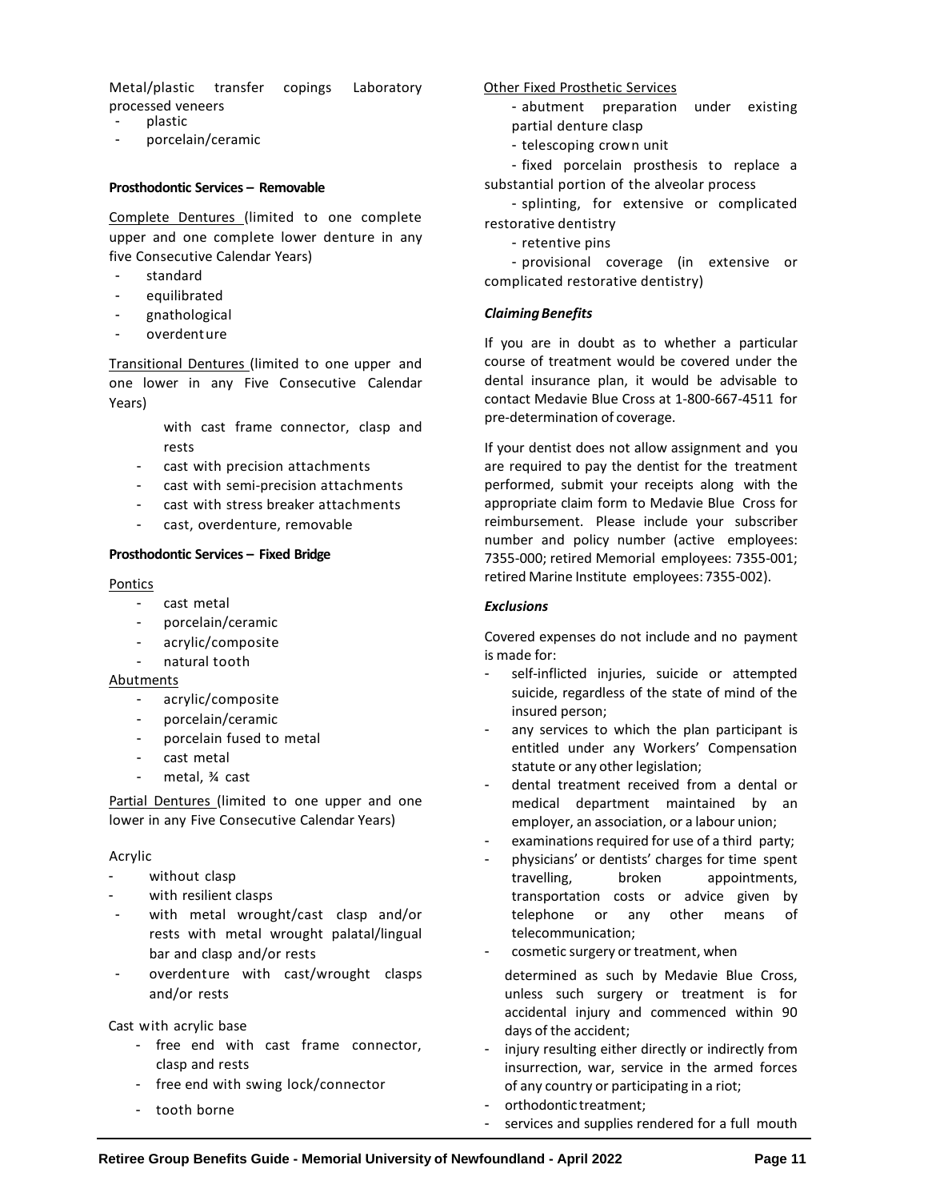Metal/plastic transfer copings Laboratory processed veneers

- plastic
- porcelain/ceramic

**Prosthodontic Services – Removable**

Complete Dentures (limited to one complete upper and one complete lower denture in any five Consecutive Calendar Years)

- standard
- equilibrated
- gnathological
- overdenture

Transitional Dentures (limited to one upper and one lower in any Five Consecutive Calendar Years)

with cast frame connector, clasp and rests

- cast with precision attachments
- cast with semi-precision attachments
- cast with stress breaker attachments
- cast, overdenture, removable

**Prosthodontic Services – Fixed Bridge**

Pontics

- cast metal
- porcelain/ceramic
- acrylic/composite
- natural tooth

Abutments

- acrylic/composite
- porcelain/ceramic
- porcelain fused to metal
- cast metal
- metal, ¾ cast

Partial Dentures (limited to one upper and one lower in any Five Consecutive Calendar Years)

Acrylic

- without clasp
- with resilient clasps
- with metal wrought/cast clasp and/or rests with metal wrought palatal/lingual bar and clasp and/or rests
- overdenture with cast/wrought clasps and/or rests

Cast with acrylic base

- free end with cast frame connector, clasp and rests
- free end with swing lock/connector
- tooth borne

Other Fixed Prosthetic Services

- abutment preparation under existing partial denture clasp
- telescoping crown unit
- fixed porcelain prosthesis to replace a substantial portion of the alveolar process
- splinting, for extensive or complicated restorative dentistry
- retentive pins
- provisional coverage (in extensive or complicated restorative dentistry)

***Claiming Benefits***

If you are in doubt as to whether a particular course of treatment would be covered under the dental insurance plan, it would be advisable to contact Medavie Blue Cross at 1-800-667-4511 for pre-determination of coverage.

If your dentist does not allow assignment and you are required to pay the dentist for the treatment performed, submit your receipts along with the appropriate claim form to Medavie Blue Cross for reimbursement. Please include your subscriber number and policy number (active employees: 7355-000; retired Memorial employees: 7355-001; retired Marine Institute employees: 7355-002).

***Exclusions***

Covered expenses do not include and no payment is made for:

- self-inflicted injuries, suicide or attempted suicide, regardless of the state of mind of the insured person;
- any services to which the plan participant is entitled under any Workers' Compensation statute or any other legislation;
- dental treatment received from a dental or medical department maintained by an employer, an association, or a labour union;
- examinations required for use of a third party;
- physicians' or dentists' charges for time spent travelling, broken appointments, transportation costs or advice given by telephone or any other means of telecommunication;
- cosmetic surgery or treatment, when determined as such by Medavie Blue Cross, unless such surgery or treatment is for accidental injury and commenced within 90 days of the accident;
- injury resulting either directly or indirectly from insurrection, war, service in the armed forces of any country or participating in a riot;
- orthodontic treatment;
- services and supplies rendered for a full mouth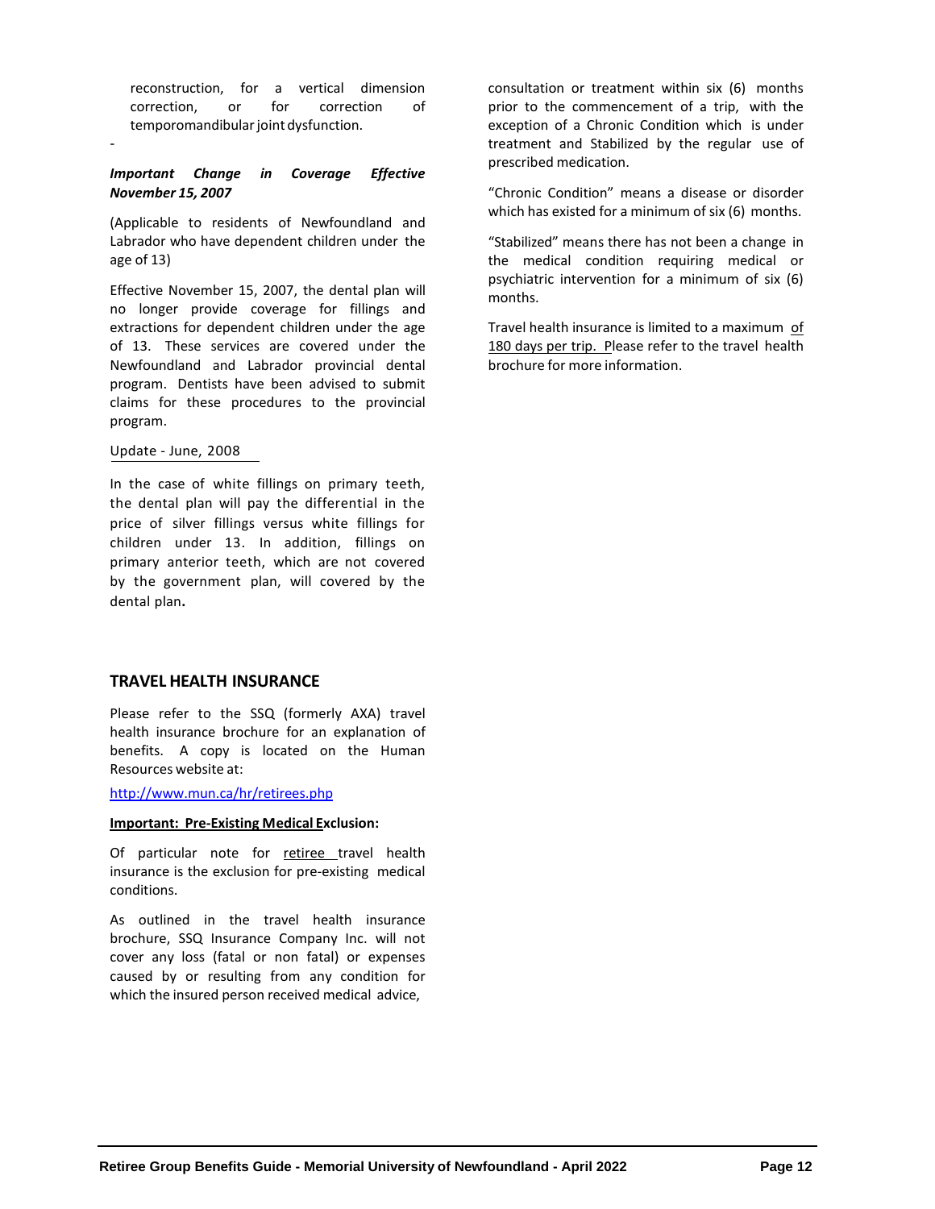reconstruction, for a vertical dimension correction, or for correction of temporomandibular joint dysfunction.

-

***Important Change in Coverage Effective November 15, 2007***

(Applicable to residents of Newfoundland and Labrador who have dependent children under the age of 13)

Effective November 15, 2007, the dental plan will no longer provide coverage for fillings and extractions for dependent children under the age of 13. These services are covered under the Newfoundland and Labrador provincial dental program. Dentists have been advised to submit claims for these procedures to the provincial program.

Update - June, 2008

In the case of white fillings on primary teeth, the dental plan will pay the differential in the price of silver fillings versus white fillings for children under 13. In addition, fillings on primary anterior teeth, which are not covered by the government plan, will covered by the dental plan**.**

## TRAVEL HEALTH INSURANCE

Please refer to the SSQ (formerly AXA) travel health insurance brochure for an explanation of benefits. A copy is located on the Human Resources website at:

http://www.mun.ca/hr/retirees.php

**Important: Pre-Existing Medical Exclusion:**

Of particular note for retiree travel health insurance is the exclusion for pre-existing medical conditions.

As outlined in the travel health insurance brochure, SSQ Insurance Company Inc. will not cover any loss (fatal or non fatal) or expenses caused by or resulting from any condition for which the insured person received medical advice, consultation or treatment within six (6) months prior to the commencement of a trip, with the exception of a Chronic Condition which is under treatment and Stabilized by the regular use of prescribed medication.

"Chronic Condition" means a disease or disorder which has existed for a minimum of six (6) months.

"Stabilized" means there has not been a change in the medical condition requiring medical or psychiatric intervention for a minimum of six (6) months.

Travel health insurance is limited to a maximum of 180 days per trip. Please refer to the travel health brochure for more information.